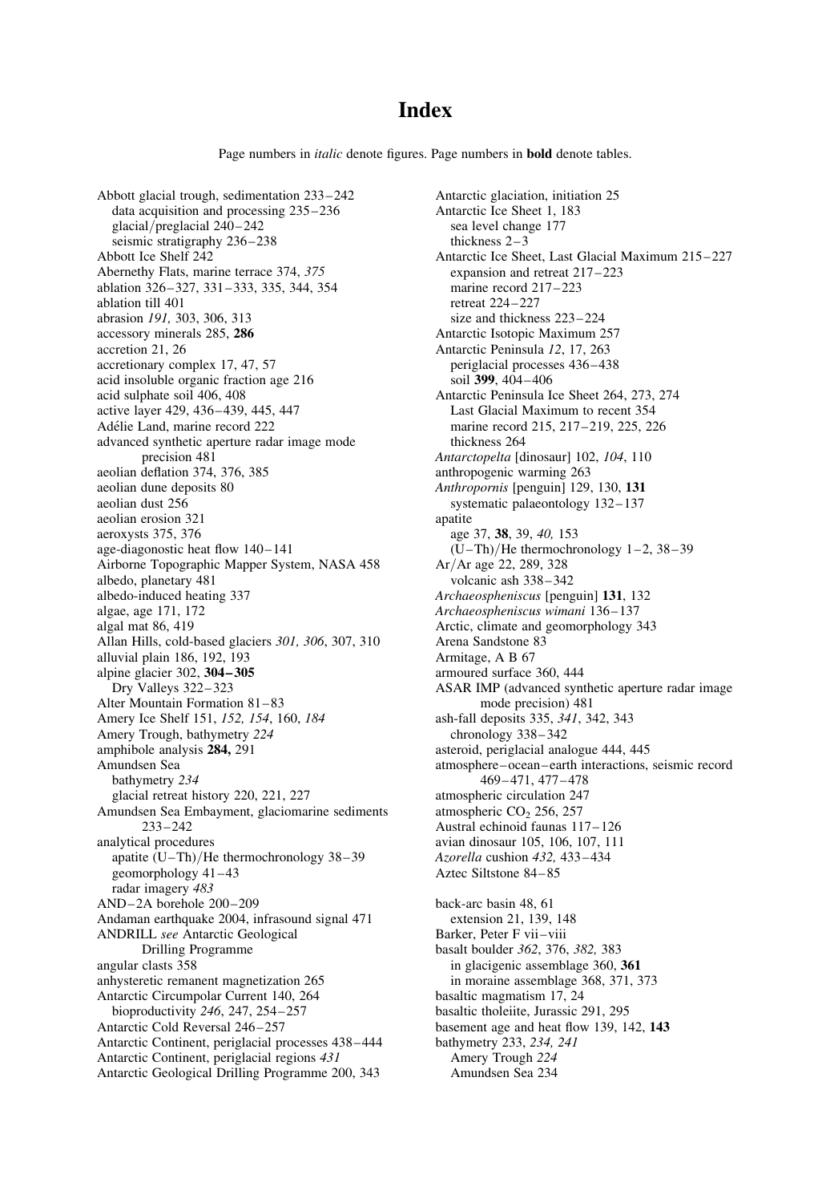# Index

Page numbers in *italic* denote figures. Page numbers in **bold** denote tables.

Abbott glacial trough, sedimentation 233–242
  data acquisition and processing 235–236
  glacial/preglacial 240–242
  seismic stratigraphy 236–238
Abbott Ice Shelf 242
Abernethy Flats, marine terrace 374, *375*
ablation 326–327, 331–333, 335, 344, 354
ablation till 401
abrasion *191,* 303, 306, 313
accessory minerals 285, **286**
accretion 21, 26
accretionary complex 17, 47, 57
acid insoluble organic fraction age 216
acid sulphate soil 406, 408
active layer 429, 436–439, 445, 447
Adélie Land, marine record 222
advanced synthetic aperture radar image mode precision 481
aeolian deflation 374, 376, 385
aeolian dune deposits 80
aeolian dust 256
aeolian erosion 321
aeroxysts 375, 376
age-diagonostic heat flow 140–141
Airborne Topographic Mapper System, NASA 458
albedo, planetary 481
albedo-induced heating 337
algae, age 171, 172
algal mat 86, 419
Allan Hills, cold-based glaciers *301, 306*, 307, 310
alluvial plain 186, 192, 193
alpine glacier 302, **304–305**
  Dry Valleys 322–323
Alter Mountain Formation 81–83
Amery Ice Shelf 151, *152, 154*, 160, *184*
Amery Trough, bathymetry *224*
amphibole analysis **284,** 291
Amundsen Sea
  bathymetry *234*
  glacial retreat history 220, 221, 227
Amundsen Sea Embayment, glaciomarine sediments 233–242
analytical procedures
  apatite (U–Th)/He thermochronology 38–39
  geomorphology 41–43
  radar imagery *483*
AND–2A borehole 200–209
Andaman earthquake 2004, infrasound signal 471
ANDRILL *see* Antarctic Geological Drilling Programme
angular clasts 358
anhysteretic remanent magnetization 265
Antarctic Circumpolar Current 140, 264
  bioproductivity *246*, 247, 254–257
Antarctic Cold Reversal 246–257
Antarctic Continent, periglacial processes 438–444
Antarctic Continent, periglacial regions *431*
Antarctic Geological Drilling Programme 200, 343
Antarctic glaciation, initiation 25
Antarctic Ice Sheet 1, 183
  sea level change 177
  thickness 2–3
Antarctic Ice Sheet, Last Glacial Maximum 215–227
  expansion and retreat 217–223
  marine record 217–223
  retreat 224–227
  size and thickness 223–224
Antarctic Isotopic Maximum 257
Antarctic Peninsula *12*, 17, 263
  periglacial processes 436–438
  soil **399**, 404–406
Antarctic Peninsula Ice Sheet 264, 273, 274
  Last Glacial Maximum to recent 354
  marine record 215, 217–219, 225, 226
  thickness 264
*Antarctopelta* [dinosaur] 102, *104*, 110
anthropogenic warming 263
*Anthropornis* [penguin] 129, 130, **131**
  systematic palaeontology 132–137
apatite
  age 37, **38**, 39, *40,* 153
  (U–Th)/He thermochronology 1–2, 38–39
Ar/Ar age 22, 289, 328
  volcanic ash 338–342
*Archaeospheniscus* [penguin] **131**, 132
*Archaeospheniscus wimani* 136–137
Arctic, climate and geomorphology 343
Arena Sandstone 83
Armitage, A B 67
armoured surface 360, 444
ASAR IMP (advanced synthetic aperture radar image mode precision) 481
ash-fall deposits 335, *341*, 342, 343
  chronology 338–342
asteroid, periglacial analogue 444, 445
atmosphere–ocean–earth interactions, seismic record 469–471, 477–478
atmospheric circulation 247
atmospheric $CO_2$ 256, 257
Austral echinoid faunas 117–126
avian dinosaur 105, 106, 107, 111
*Azorella* cushion *432,* 433–434
Aztec Siltstone 84–85

back-arc basin 48, 61
  extension 21, 139, 148
Barker, Peter F vii–viii
basalt boulder *362*, 376, *382,* 383
  in glacigenic assemblage 360, **361**
  in moraine assemblage 368, 371, 373
basaltic magmatism 17, 24
basaltic tholeiite, Jurassic 291, 295
basement age and heat flow 139, 142, **143**
bathymetry 233, *234, 241*
  Amery Trough *224*
  Amundsen Sea 234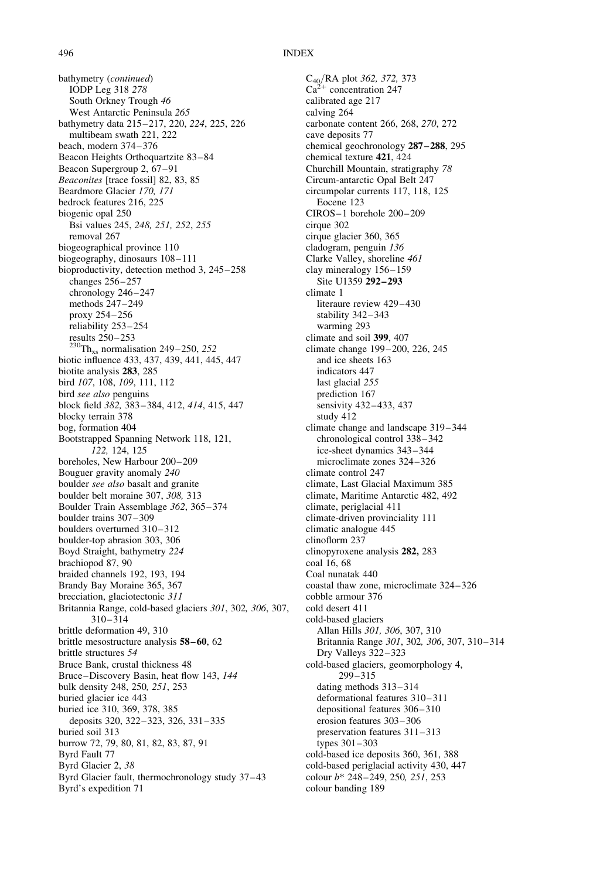bathymetry (*continued*)
IODP Leg 318 *278*
South Orkney Trough *46*
West Antarctic Peninsula *265*
bathymetry data 215–217, 220, *224*, 225, 226
multibeam swath 221, 222
beach, modern 374–376
Beacon Heights Orthoquartzite 83–84
Beacon Supergroup 2, 67–91
*Beaconites* [trace fossil] 82, 83, 85
Beardmore Glacier *170, 171*
bedrock features 216, 225
biogenic opal 250
Bsi values 245, *248, 251, 252, 255*
removal 267
biogeographical province 110
biogeography, dinosaurs 108–111
bioproductivity, detection method 3, 245–258
changes 256–257
chronology 246–247
methods 247–249
proxy 254–256
reliability 253–254
results 250–253
$^{230}Th_{xs}$ normalisation 249–250, *252*
biotic influence 433, 437, 439, 441, 445, 447
biotite analysis **283**, 285
bird *107*, 108, *109*, 111, 112
bird *see also* penguins
block field *382,* 383–384, 412, *414*, 415, 447
blocky terrain 378
bog, formation 404
Bootstrapped Spanning Network 118, 121, *122,* 124, 125
boreholes, New Harbour 200–209
Bouguer gravity anomaly *240*
boulder *see also* basalt and granite
boulder belt moraine 307, *308,* 313
Boulder Train Assemblage *362*, 365–374
boulder trains 307–309
boulders overturned 310–312
boulder-top abrasion 303, 306
Boyd Straight, bathymetry *224*
brachiopod 87, 90
braided channels 192, 193, 194
Brandy Bay Moraine 365, 367
brecciation, glaciotectonic *311*
Britannia Range, cold-based glaciers *301*, 302*, 306*, 307, 310–314
brittle deformation 49, 310
brittle mesostructure analysis **58–60**, 62
brittle structures *54*
Bruce Bank, crustal thickness 48
Bruce–Discovery Basin, heat flow 143, *144*
bulk density 248, 250*, 251*, 253
buried glacier ice 443
buried ice 310, 369, 378, 385
deposits 320, 322–323, 326, 331–335
buried soil 313
burrow 72, 79, 80, 81, 82, 83, 87, 91
Byrd Fault 77
Byrd Glacier 2, *38*
Byrd Glacier fault, thermochronology study 37–43
Byrd's expedition 71

$C_{40}$/RA plot *362, 372,* 373
$Ca^{2+}$ concentration 247
calibrated age 217
calving 264
carbonate content 266, 268, *270*, 272
cave deposits 77
chemical geochronology **287–288**, 295
chemical texture **421**, 424
Churchill Mountain, stratigraphy *78*
Circum-antarctic Opal Belt 247
circumpolar currents 117, 118, 125
Eocene 123
CIROS–1 borehole 200–209
cirque 302
cirque glacier 360, 365
cladogram, penguin *136*
Clarke Valley, shoreline *461*
clay mineralogy 156–159
Site U1359 **292–293**
climate 1
literaure review 429–430
stability 342–343
warming 293
climate and soil **399**, 407
climate change 199–200, 226, 245
and ice sheets 163
indicators 447
last glacial *255*
prediction 167
sensivity 432–433, 437
study 412
climate change and landscape 319–344
chronological control 338–342
ice-sheet dynamics 343–344
microclimate zones 324–326
climate control 247
climate, Last Glacial Maximum 385
climate, Maritime Antarctic 482, 492
climate, periglacial 411
climate-driven provinciality 111
climatic analogue 445
clinoform 237
clinopyroxene analysis **282,** 283
coal 16, 68
Coal nunatak 440
coastal thaw zone, microclimate 324–326
cobble armour 376
cold desert 411
cold-based glaciers
Allan Hills *301, 306*, 307, 310
Britannia Range *301*, 302*, 306*, 307, 310–314
Dry Valleys 322–323
cold-based glaciers, geomorphology 4, 299–315
dating methods 313–314
deformational features 310–311
depositional features 306–310
erosion features 303–306
preservation features 311–313
types 301–303
cold-based ice deposits 360, 361, 388
cold-based periglacial activity 430, 447
colour *b** 248–249, 250*, 251*, 253
colour banding 189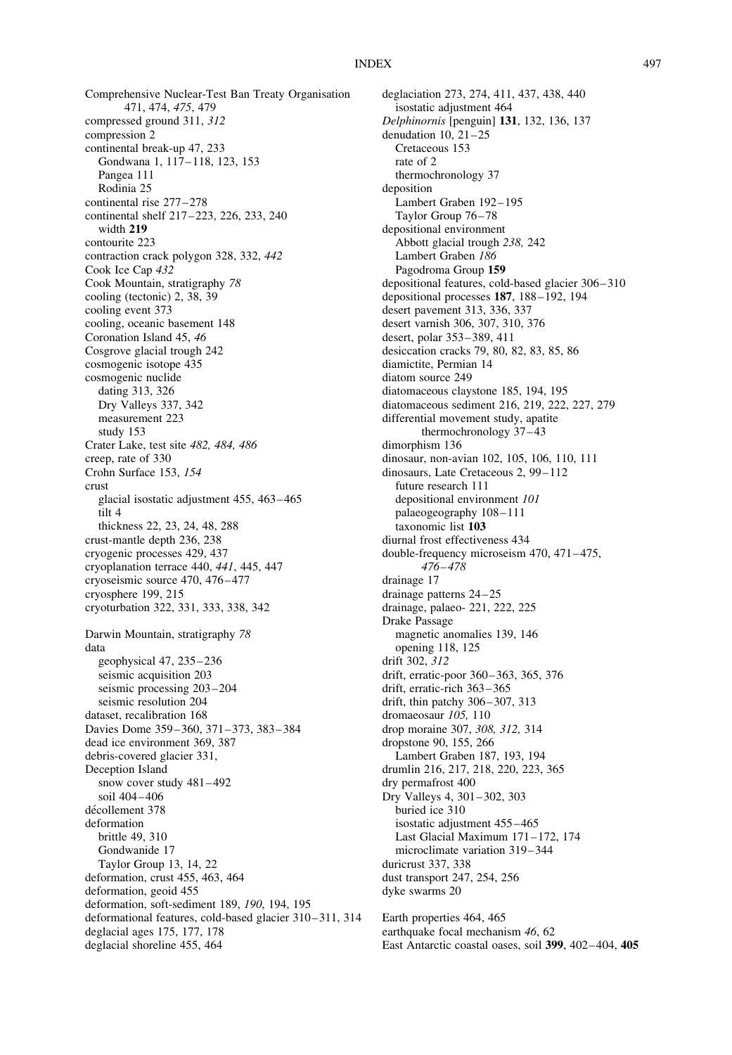Comprehensive Nuclear-Test Ban Treaty Organisation 471, 474, *475*, 479
compressed ground 311, *312*
compression 2
continental break-up 47, 233
  Gondwana 1, 117–118, 123, 153
  Pangea 111
  Rodinia 25
continental rise 277–278
continental shelf 217–223, 226, 233, 240
  width **219**
contourite 223
contraction crack polygon 328, 332, *442*
Cook Ice Cap *432*
Cook Mountain, stratigraphy *78*
cooling (tectonic) 2, 38, 39
cooling event 373
cooling, oceanic basement 148
Coronation Island 45, *46*
Cosgrove glacial trough 242
cosmogenic isotope 435
cosmogenic nuclide
  dating 313, 326
  Dry Valleys 337, 342
  measurement 223
  study 153
Crater Lake, test site *482, 484, 486*
creep, rate of 330
Crohn Surface 153, *154*
crust
  glacial isostatic adjustment 455, 463–465
  tilt 4
  thickness 22, 23, 24, 48, 288
crust-mantle depth 236, 238
cryogenic processes 429, 437
cryoplanation terrace 440, *441*, 445, 447
cryoseismic source 470, 476–477
cryosphere 199, 215
cryoturbation 322, 331, 333, 338, 342

Darwin Mountain, stratigraphy *78*
data
  geophysical 47, 235–236
  seismic acquisition 203
  seismic processing 203–204
  seismic resolution 204
dataset, recalibration 168
Davies Dome 359–360, 371–373, 383–384
dead ice environment 369, 387
debris-covered glacier 331,
Deception Island
  snow cover study 481–492
  soil 404–406
décollement 378
deformation
  brittle 49, 310
  Gondwanide 17
  Taylor Group 13, 14, 22
deformation, crust 455, 463, 464
deformation, geoid 455
deformation, soft-sediment 189, *190*, 194, 195
deformational features, cold-based glacier 310–311, 314
deglacial ages 175, 177, 178
deglacial shoreline 455, 464
deglaciation 273, 274, 411, 437, 438, 440
  isostatic adjustment 464
*Delphinornis* [penguin] **131**, 132, 136, 137
denudation 10, 21–25
  Cretaceous 153
  rate of 2
  thermochronology 37
deposition
  Lambert Graben 192–195
  Taylor Group 76–78
depositional environment
  Abbott glacial trough *238,* 242
  Lambert Graben *186*
  Pagodroma Group **159**
depositional features, cold-based glacier 306–310
depositional processes **187**, 188–192, 194
desert pavement 313, 336, 337
desert varnish 306, 307, 310, 376
desert, polar 353–389, 411
desiccation cracks 79, 80, 82, 83, 85, 86
diamictite, Permian 14
diatom source 249
diatomaceous claystone 185, 194, 195
diatomaceous sediment 216, 219, 222, 227, 279
differential movement study, apatite thermochronology 37–43
dimorphism 136
dinosaur, non-avian 102, 105, 106, 110, 111
dinosaurs, Late Cretaceous 2, 99–112
  future research 111
  depositional environment *101*
  palaeogeography 108–111
  taxonomic list **103**
diurnal frost effectiveness 434
double-frequency microseism 470, 471–475, *476–478*
drainage 17
drainage patterns 24–25
drainage, palaeo- 221, 222, 225
Drake Passage
  magnetic anomalies 139, 146
  opening 118, 125
drift 302, *312*
drift, erratic-poor 360–363, 365, 376
drift, erratic-rich 363–365
drift, thin patchy 306–307, 313
dromaeosaur *105,* 110
drop moraine 307, *308, 312,* 314
dropstone 90, 155, 266
  Lambert Graben 187, 193, 194
drumlin 216, 217, 218, 220, 223, 365
dry permafrost 400
Dry Valleys 4, 301–302, 303
  buried ice 310
  isostatic adjustment 455–465
  Last Glacial Maximum 171–172, 174
  microclimate variation 319–344
duricrust 337, 338
dust transport 247, 254, 256
dyke swarms 20

Earth properties 464, 465
earthquake focal mechanism *46*, 62
East Antarctic coastal oases, soil **399**, 402–404, **405**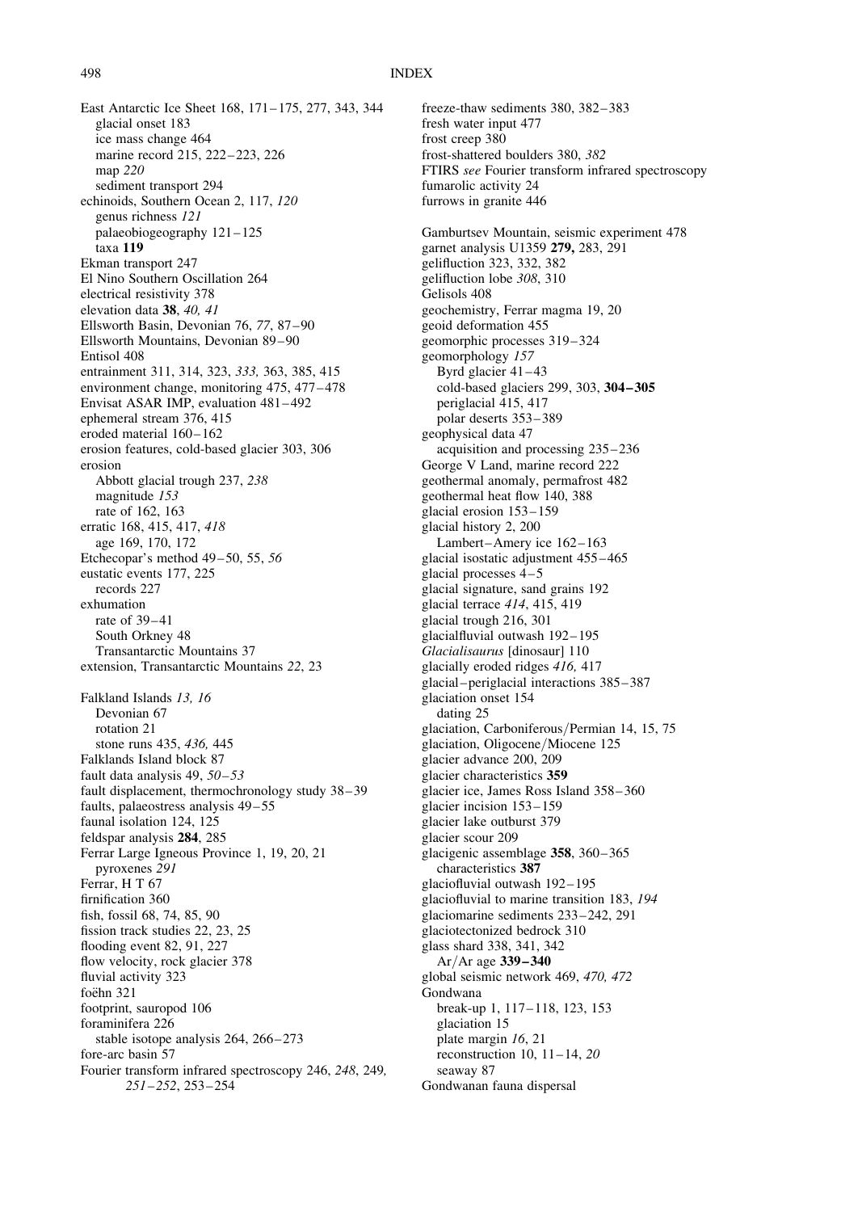East Antarctic Ice Sheet 168, 171–175, 277, 343, 344
  glacial onset 183
  ice mass change 464
  marine record 215, 222–223, 226
  map *220*
  sediment transport 294
echinoids, Southern Ocean 2, 117, *120*
  genus richness *121*
  palaeobiogeography 121–125
  taxa **119**
Ekman transport 247
El Nino Southern Oscillation 264
electrical resistivity 378
elevation data **38**, *40, 41*
Ellsworth Basin, Devonian 76, *77*, 87–90
Ellsworth Mountains, Devonian 89–90
Entisol 408
entrainment 311, 314, 323, *333,* 363, 385, 415
environment change, monitoring 475, 477–478
Envisat ASAR IMP, evaluation 481–492
ephemeral stream 376, 415
eroded material 160–162
erosion features, cold-based glacier 303, 306
erosion
  Abbott glacial trough 237, *238*
  magnitude *153*
  rate of 162, 163
erratic 168, 415, 417, *418*
  age 169, 170, 172
Etchecopar's method 49–50, 55, *56*
eustatic events 177, 225
  records 227
exhumation
  rate of 39–41
  South Orkney 48
  Transantarctic Mountains 37
extension, Transantarctic Mountains *22*, 23

Falkland Islands *13, 16*
  Devonian 67
  rotation 21
  stone runs 435, *436,* 445
Falklands Island block 87
fault data analysis 49, *50–53*
fault displacement, thermochronology study 38–39
faults, palaeostress analysis 49–55
faunal isolation 124, 125
feldspar analysis **284**, 285
Ferrar Large Igneous Province 1, 19, 20, 21
  pyroxenes *291*
Ferrar, H T 67
firnification 360
fish, fossil 68, 74, 85, 90
fission track studies 22, 23, 25
flooding event 82, 91, 227
flow velocity, rock glacier 378
fluvial activity 323
foëhn 321
footprint, sauropod 106
foraminifera 226
  stable isotope analysis 264, 266–273
fore-arc basin 57
Fourier transform infrared spectroscopy 246, *248*, 249, *251–252*, 253–254

freeze-thaw sediments 380, 382–383
fresh water input 477
frost creep 380
frost-shattered boulders 380, *382*
FTIRS *see* Fourier transform infrared spectroscopy
fumarolic activity 24
furrows in granite 446

Gamburtsev Mountain, seismic experiment 478
garnet analysis U1359 **279,** 283, 291
gelifluction 323, 332, 382
gelifluction lobe *308*, 310
Gelisols 408
geochemistry, Ferrar magma 19, 20
geoid deformation 455
geomorphic processes 319–324
geomorphology *157*
  Byrd glacier 41–43
  cold-based glaciers 299, 303, **304–305**
  periglacial 415, 417
  polar deserts 353–389
geophysical data 47
  acquisition and processing 235–236
George V Land, marine record 222
geothermal anomaly, permafrost 482
geothermal heat flow 140, 388
glacial erosion 153–159
glacial history 2, 200
  Lambert–Amery ice 162–163
glacial isostatic adjustment 455–465
glacial processes 4–5
glacial signature, sand grains 192
glacial terrace *414*, 415, 419
glacial trough 216, 301
glacialfluvial outwash 192–195
*Glacialisaurus* [dinosaur] 110
glacially eroded ridges *416,* 417
glacial–periglacial interactions 385–387
glaciation onset 154
  dating 25
glaciation, Carboniferous/Permian 14, 15, 75
glaciation, Oligocene/Miocene 125
glacier advance 200, 209
glacier characteristics **359**
glacier ice, James Ross Island 358–360
glacier incision 153–159
glacier lake outburst 379
glacier scour 209
glacigenic assemblage **358**, 360–365
  characteristics **387**
glaciofluvial outwash 192–195
glaciofluvial to marine transition 183, *194*
glaciomarine sediments 233–242, 291
glaciotectonized bedrock 310
glass shard 338, 341, 342
  Ar/Ar age **339–340**
global seismic network 469, *470, 472*
Gondwana
  break-up 1, 117–118, 123, 153
  glaciation 15
  plate margin *16*, 21
  reconstruction 10, 11–14, *20*
  seaway 87
Gondwanan fauna dispersal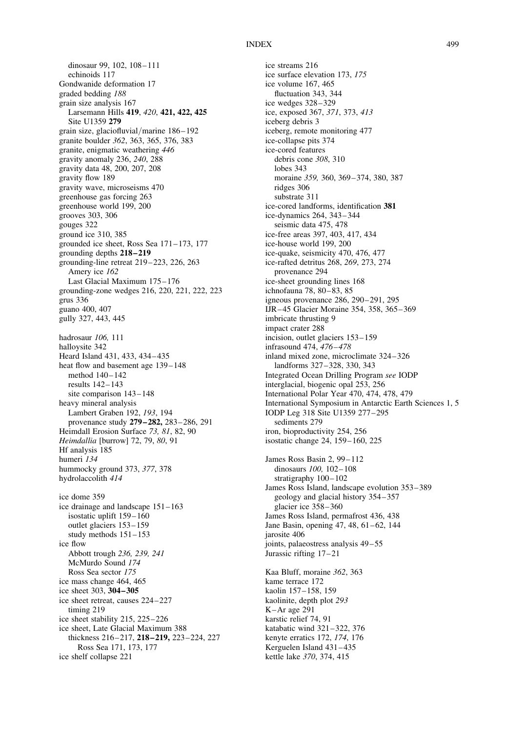dinosaur 99, 102, 108–111
echinoids 117
Gondwanide deformation 17
graded bedding *188*
grain size analysis 167
Larsemann Hills **419**, *420*, **421, 422, 425**
Site U1359 **279**
grain size, glaciofluvial/marine 186–192
granite boulder *362*, 363, 365, 376, 383
granite, enigmatic weathering *446*
gravity anomaly 236, *240*, 288
gravity data 48, 200, 207, 208
gravity flow 189
gravity wave, microseisms 470
greenhouse gas forcing 263
greenhouse world 199, 200
grooves 303, 306
gouges 322
ground ice 310, 385
grounded ice sheet, Ross Sea 171–173, 177
grounding depths **218–219**
grounding-line retreat 219–223, 226, 263
Amery ice *162*
Last Glacial Maximum 175–176
grounding-zone wedges 216, 220, 221, 222, 223
grus 336
guano 400, 407
gully 327, 443, 445

hadrosaur *106,* 111
halloysite 342
Heard Island 431, 433, 434–435
heat flow and basement age 139–148
method 140–142
results 142–143
site comparison 143–148
heavy mineral analysis
Lambert Graben 192, *193*, 194
provenance study **279–282,** 283–286, 291
Heimdall Erosion Surface *73, 81*, 82, 90
*Heimdallia* [burrow] 72, 79, *80*, 91
Hf analysis 185
humeri *134*
hummocky ground 373, *377*, 378
hydrolaccolith *414*

ice dome 359
ice drainage and landscape 151–163
isostatic uplift 159–160
outlet glaciers 153–159
study methods 151–153
ice flow
Abbott trough *236, 239, 241*
McMurdo Sound *174*
Ross Sea sector *175*
ice mass change 464, 465
ice sheet 303, **304–305**
ice sheet retreat, causes 224–227
timing 219
ice sheet stability 215, 225–226
ice sheet, Late Glacial Maximum 388
thickness 216–217, **218–219,** 223–224, 227
Ross Sea 171, 173, 177
ice shelf collapse 221

ice streams 216
ice surface elevation 173, *175*
ice volume 167, 465
fluctuation 343, 344
ice wedges 328–329
ice, exposed 367, *371*, 373, *413*
iceberg debris 3
iceberg, remote monitoring 477
ice-collapse pits 374
ice-cored features
debris cone *308*, 310
lobes 343
moraine *359,* 360, 369–374, 380, 387
ridges 306
substrate 311
ice-cored landforms, identification **381**
ice-dynamics 264, 343–344
seismic data 475, 478
ice-free areas 397, 403, 417, 434
ice-house world 199, 200
ice-quake, seismicity 470, 476, 477
ice-rafted detritus 268, *269*, 273, 274
provenance 294
ice-sheet grounding lines 168
ichnofauna 78, 80–83, 85
igneous provenance 286, 290–291, 295
IJR–45 Glacier Moraine 354, 358, 365–369
imbricate thrusting 9
impact crater 288
incision, outlet glaciers 153–159
infrasound 474, *476–478*
inland mixed zone, microclimate 324–326
landforms 327–328, 330, 343
Integrated Ocean Drilling Program *see* IODP
interglacial, biogenic opal 253, 256
International Polar Year 470, 474, 478, 479
International Symposium in Antarctic Earth Sciences 1, 5
IODP Leg 318 Site U1359 277–295
sediments 279
iron, bioproductivity 254, 256
isostatic change 24, 159–160, 225

James Ross Basin 2, 99–112
dinosaurs *100,* 102–108
stratigraphy 100–102
James Ross Island, landscape evolution 353–389
geology and glacial history 354–357
glacier ice 358–360
James Ross Island, permafrost 436, 438
Jane Basin, opening 47, 48, 61–62, 144
jarosite 406
joints, palaeostress analysis 49–55
Jurassic rifting 17–21

Kaa Bluff, moraine *362*, 363
kame terrace 172
kaolin 157–158, 159
kaolinite, depth plot *293*
K–Ar age 291
karstic relief 74, 91
katabatic wind 321–322, 376
kenyte erratics 172, *174*, 176
Kerguelen Island 431–435
kettle lake *370*, 374, 415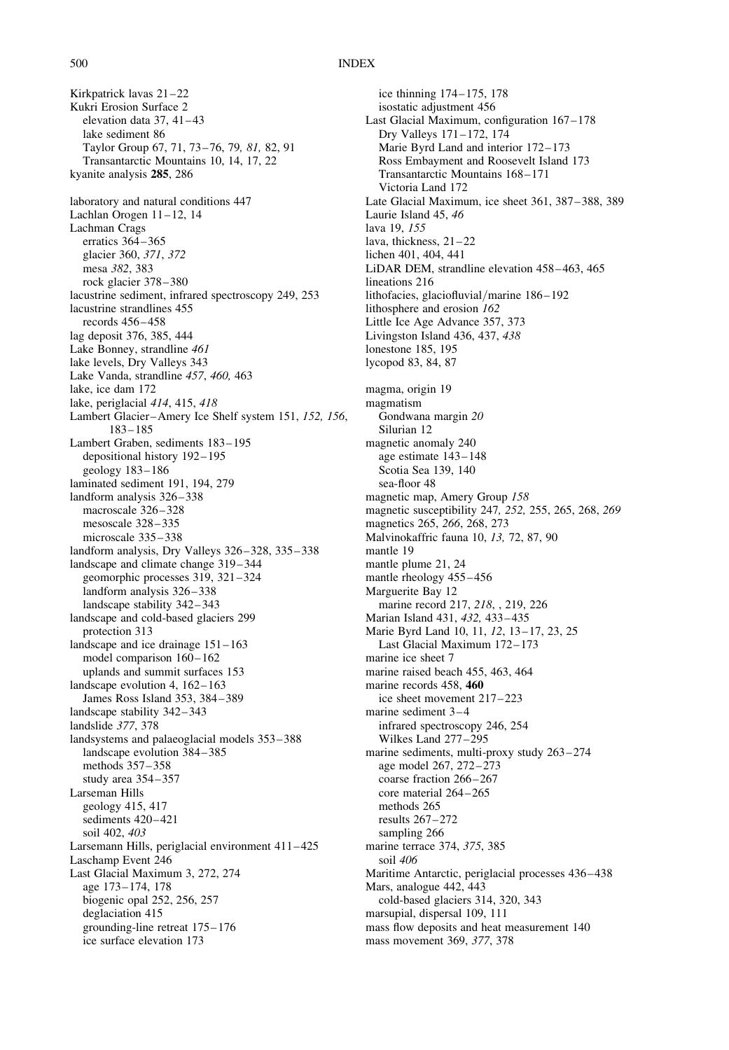Kirkpatrick lavas 21–22
Kukri Erosion Surface 2
  elevation data 37, 41–43
  lake sediment 86
  Taylor Group 67, 71, 73–76, 79, *81,* 82, 91
  Transantarctic Mountains 10, 14, 17, 22
kyanite analysis **285**, 286

laboratory and natural conditions 447
Lachlan Orogen 11–12, 14
Lachman Crags
  erratics 364–365
  glacier 360, *371*, *372*
  mesa *382*, 383
  rock glacier 378–380
lacustrine sediment, infrared spectroscopy 249, 253
lacustrine strandlines 455
  records 456–458
lag deposit 376, 385, 444
Lake Bonney, strandline *461*
lake levels, Dry Valleys 343
Lake Vanda, strandline *457*, *460,* 463
lake, ice dam 172
lake, periglacial *414*, 415, *418*
Lambert Glacier–Amery Ice Shelf system 151, *152, 156*, 183–185
Lambert Graben, sediments 183–195
  depositional history 192–195
  geology 183–186
laminated sediment 191, 194, 279
landform analysis 326–338
  macroscale 326–328
  mesoscale 328–335
  microscale 335–338
landform analysis, Dry Valleys 326–328, 335–338
landscape and climate change 319–344
  geomorphic processes 319, 321–324
  landform analysis 326–338
  landscape stability 342–343
landscape and cold-based glaciers 299
  protection 313
landscape and ice drainage 151–163
  model comparison 160–162
  uplands and summit surfaces 153
landscape evolution 4, 162–163
  James Ross Island 353, 384–389
landscape stability 342–343
landslide *377*, 378
landsystems and palaeoglacial models 353–388
  landscape evolution 384–385
  methods 357–358
  study area 354–357
Larseman Hills
  geology 415, 417
  sediments 420–421
  soil 402, *403*
Larsemann Hills, periglacial environment 411–425
Laschamp Event 246
Last Glacial Maximum 3, 272, 274
  age 173–174, 178
  biogenic opal 252, 256, 257
  deglaciation 415
  grounding-line retreat 175–176
  ice surface elevation 173
  ice thinning 174–175, 178
  isostatic adjustment 456
Last Glacial Maximum, configuration 167–178
  Dry Valleys 171–172, 174
  Marie Byrd Land and interior 172–173
  Ross Embayment and Roosevelt Island 173
  Transantarctic Mountains 168–171
  Victoria Land 172
Late Glacial Maximum, ice sheet 361, 387–388, 389
Laurie Island 45, *46*
lava 19, *155*
lava, thickness, 21–22
lichen 401, 404, 441
LiDAR DEM, strandline elevation 458–463, 465
lineations 216
lithofacies, glaciofluvial/marine 186–192
lithosphere and erosion *162*
Little Ice Age Advance 357, 373
Livingston Island 436, 437, *438*
lonestone 185, 195
lycopod 83, 84, 87

magma, origin 19
magmatism
  Gondwana margin *20*
  Silurian 12
magnetic anomaly 240
  age estimate 143–148
  Scotia Sea 139, 140
  sea-floor 48
magnetic map, Amery Group *158*
magnetic susceptibility 247*, 252,* 255, 265, 268, *269*
magnetics 265, *266*, 268, 273
Malvinokaffric fauna 10, *13,* 72, 87, 90
mantle 19
mantle plume 21, 24
mantle rheology 455–456
Marguerite Bay 12
  marine record 217, *218*, , 219, 226
Marian Island 431, *432,* 433–435
Marie Byrd Land 10, 11, *12*, 13–17, 23, 25
  Last Glacial Maximum 172–173
marine ice sheet 7
marine raised beach 455, 463, 464
marine records 458, **460**
  ice sheet movement 217–223
marine sediment 3–4
  infrared spectroscopy 246, 254
  Wilkes Land 277–295
marine sediments, multi-proxy study 263–274
  age model 267, 272–273
  coarse fraction 266–267
  core material 264–265
  methods 265
  results 267–272
  sampling 266
marine terrace 374, *375*, 385
  soil *406*
Maritime Antarctic, periglacial processes 436–438
Mars, analogue 442, 443
  cold-based glaciers 314, 320, 343
marsupial, dispersal 109, 111
mass flow deposits and heat measurement 140
mass movement 369, *377*, 378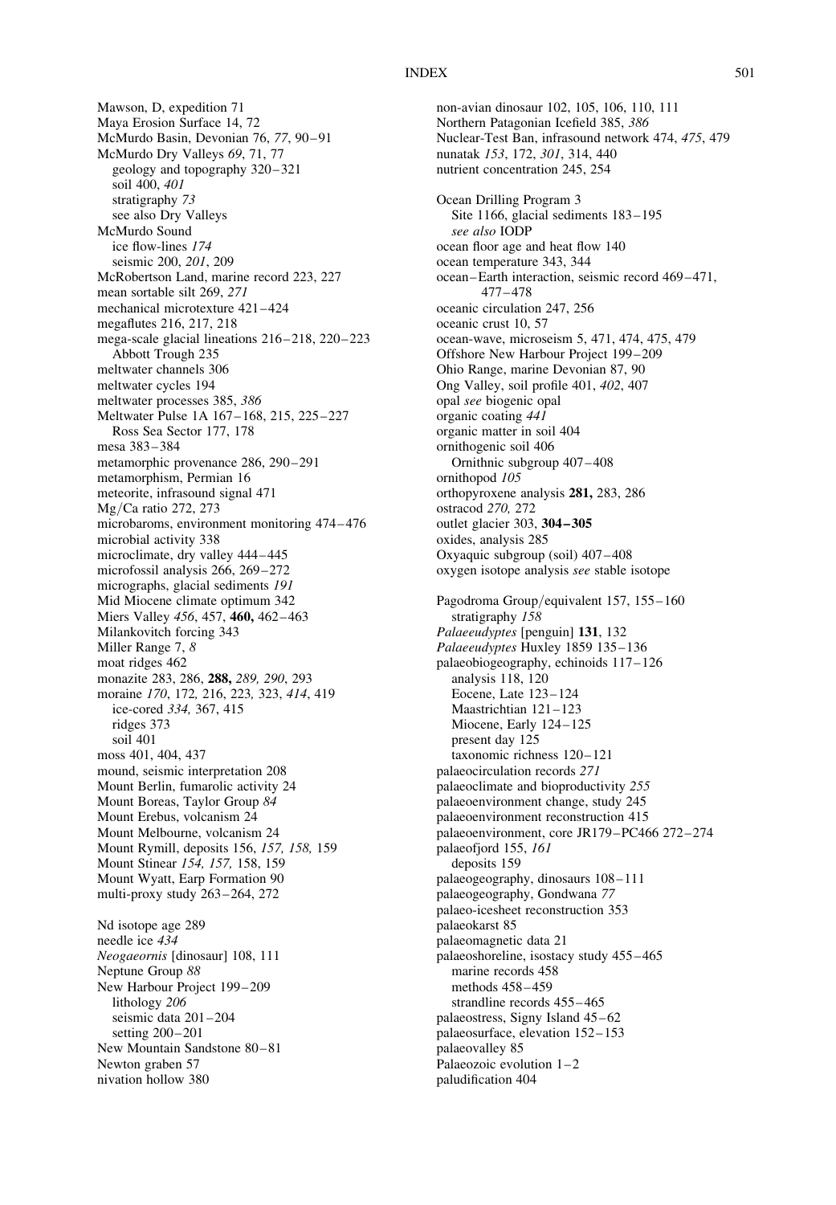Mawson, D, expedition 71
Maya Erosion Surface 14, 72
McMurdo Basin, Devonian 76, *77*, 90–91
McMurdo Dry Valleys *69*, 71, 77
  geology and topography 320–321
  soil 400, *401*
  stratigraphy *73*
  see also Dry Valleys
McMurdo Sound
  ice flow-lines *174*
  seismic 200, *201*, 209
McRobertson Land, marine record 223, 227
mean sortable silt 269, *271*
mechanical microtexture 421–424
megaflutes 216, 217, 218
mega-scale glacial lineations 216–218, 220–223
  Abbott Trough 235
meltwater channels 306
meltwater cycles 194
meltwater processes 385, *386*
Meltwater Pulse 1A 167–168, 215, 225–227
  Ross Sea Sector 177, 178
mesa 383–384
metamorphic provenance 286, 290–291
metamorphism, Permian 16
meteorite, infrasound signal 471
Mg/Ca ratio 272, 273
microbaroms, environment monitoring 474–476
microbial activity 338
microclimate, dry valley 444–445
microfossil analysis 266, 269–272
micrographs, glacial sediments *191*
Mid Miocene climate optimum 342
Miers Valley *456*, 457, **460,** 462–463
Milankovitch forcing 343
Miller Range 7, *8*
moat ridges 462
monazite 283, 286, **288,** *289, 290*, 293
moraine *170*, 172, 216, 223, 323, *414*, 419
  ice-cored *334*, 367, 415
  ridges 373
  soil 401
moss 401, 404, 437
mound, seismic interpretation 208
Mount Berlin, fumarolic activity 24
Mount Boreas, Taylor Group *84*
Mount Erebus, volcanism 24
Mount Melbourne, volcanism 24
Mount Rymill, deposits 156, *157, 158,* 159
Mount Stinear *154, 157,* 158, 159
Mount Wyatt, Earp Formation 90
multi-proxy study 263–264, 272

Nd isotope age 289
needle ice *434*
*Neogaeornis* [dinosaur] 108, 111
Neptune Group *88*
New Harbour Project 199–209
  lithology *206*
  seismic data 201–204
  setting 200–201
New Mountain Sandstone 80–81
Newton graben 57
nivation hollow 380
non-avian dinosaur 102, 105, 106, 110, 111
Northern Patagonian Icefield 385, *386*
Nuclear-Test Ban, infrasound network 474, *475*, 479
nunatak *153*, 172, *301*, 314, 440
nutrient concentration 245, 254

Ocean Drilling Program 3
  Site 1166, glacial sediments 183–195
  *see also* IODP
ocean floor age and heat flow 140
ocean temperature 343, 344
ocean–Earth interaction, seismic record 469–471, 477–478
oceanic circulation 247, 256
oceanic crust 10, 57
ocean-wave, microseism 5, 471, 474, 475, 479
Offshore New Harbour Project 199–209
Ohio Range, marine Devonian 87, 90
Ong Valley, soil profile 401, *402*, 407
opal *see* biogenic opal
organic coating *441*
organic matter in soil 404
ornithogenic soil 406
  Ornithnic subgroup 407–408
ornithopod *105*
orthopyroxene analysis **281,** 283, 286
ostracod *270,* 272
outlet glacier 303, **304–305**
oxides, analysis 285
Oxyaquic subgroup (soil) 407–408
oxygen isotope analysis *see* stable isotope

Pagodroma Group/equivalent 157, 155–160
  stratigraphy *158*
*Palaeeudyptes* [penguin] **131**, 132
*Palaeeudyptes* Huxley 1859 135–136
palaeobiogeography, echinoids 117–126
  analysis 118, 120
  Eocene, Late 123–124
  Maastrichtian 121–123
  Miocene, Early 124–125
  present day 125
  taxonomic richness 120–121
palaeocirculation records *271*
palaeoclimate and bioproductivity *255*
palaeoenvironment change, study 245
palaeoenvironment reconstruction 415
palaeoenvironment, core JR179–PC466 272–274
palaeofjord 155, *161*
  deposits 159
palaeogeography, dinosaurs 108–111
palaeogeography, Gondwana *77*
palaeo-icesheet reconstruction 353
palaeokarst 85
palaeomagnetic data 21
palaeoshoreline, isostacy study 455–465
  marine records 458
  methods 458–459
  strandline records 455–465
palaeostress, Signy Island 45–62
palaeosurface, elevation 152–153
palaeovalley 85
Palaeozoic evolution 1–2
paludification 404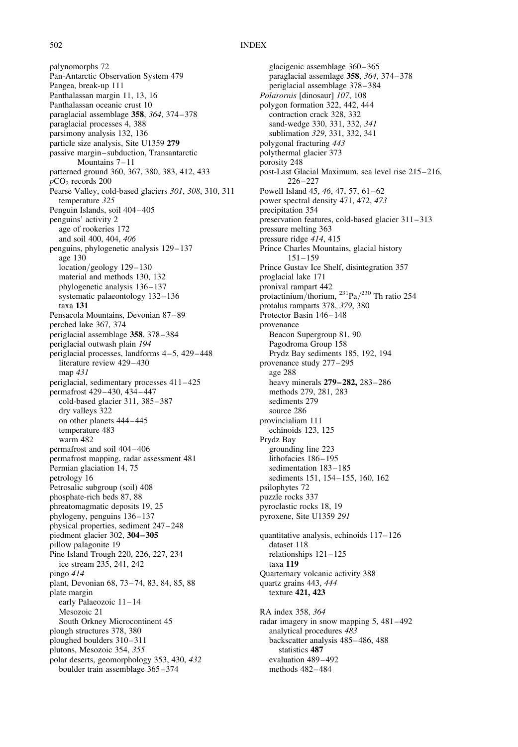palynomorphs 72
Pan-Antarctic Observation System 479
Pangea, break-up 111
Panthalassan margin 11, 13, 16
Panthalassan oceanic crust 10
paraglacial assemblage **358**, *364*, 374–378
paraglacial processes 4, 388
parsimony analysis 132, 136
particle size analysis, Site U1359 **279**
passive margin–subduction, Transantarctic Mountains 7–11
patterned ground 360, 367, 380, 383, 412, 433
$pCO_2$ records 200
Pearse Valley, cold-based glaciers *301*, *308*, 310, 311
  temperature *325*
Penguin Islands, soil 404–405
penguins' activity 2
  age of rookeries 172
  and soil 400, 404, *406*
penguins, phylogenetic analysis 129–137
  age 130
  location/geology 129–130
  material and methods 130, 132
  phylogenetic analysis 136–137
  systematic palaeontology 132–136
  taxa **131**
Pensacola Mountains, Devonian 87–89
perched lake 367, 374
periglacial assemblage **358**, 378–384
periglacial outwash plain *194*
periglacial processes, landforms 4–5, 429–448
  literature review 429–430
  map *431*
periglacial, sedimentary processes 411–425
permafrost 429–430, 434–447
  cold-based glacier 311, 385–387
  dry valleys 322
  on other planets 444–445
  temperature 483
  warm 482
permafrost and soil 404–406
permafrost mapping, radar assessment 481
Permian glaciation 14, 75
petrology 16
Petrosalic subgroup (soil) 408
phosphate-rich beds 87, 88
phreatomagmatic deposits 19, 25
phylogeny, penguins 136–137
physical properties, sediment 247–248
piedment glacier 302, **304–305**
pillow palagonite 19
Pine Island Trough 220, 226, 227, 234
  ice stream 235, 241, 242
pingo *414*
plant, Devonian 68, 73–74, 83, 84, 85, 88
plate margin
  early Palaeozoic 11–14
  Mesozoic 21
  South Orkney Microcontinent 45
plough structures 378, 380
ploughed boulders 310–311
plutons, Mesozoic 354, *355*
polar deserts, geomorphology 353, 430, *432*
  boulder train assemblage 365–374
  glacigenic assemblage 360–365
  paraglacial assemlage **358**, *364*, 374–378
  periglacial assemblage 378–384
*Polarornis* [dinosaur] *107*, 108
polygon formation 322, 442, 444
  contraction crack 328, 332
  sand-wedge 330, 331, 332, *341*
  sublimation *329*, 331, 332, 341
polygonal fracturing *443*
polythermal glacier 373
porosity 248
post-Last Glacial Maximum, sea level rise 215–216, 226–227
Powell Island 45, *46*, 47, 57, 61–62
power spectral density 471, 472, *473*
precipitation 354
preservation features, cold-based glacier 311–313
pressure melting 363
pressure ridge *414*, 415
Prince Charles Mountains, glacial history 151–159
Prince Gustav Ice Shelf, disintegration 357
proglacial lake 171
pronival rampart 442
protactinium/thorium, $^{231}Pa/^{230}$ Th ratio 254
protalus ramparts 378, *379*, 380
Protector Basin 146–148
provenance
  Beacon Supergroup 81, 90
  Pagodroma Group 158
  Prydz Bay sediments 185, 192, 194
provenance study 277–295
  age 288
  heavy minerals **279–282,** 283–286
  methods 279, 281, 283
  sediments 279
  source 286
provincialiam 111
  echinoids 123, 125
Prydz Bay
  grounding line 223
  lithofacies 186–195
  sedimentation 183–185
  sediments 151, 154–155, 160, 162
psilophytes 72
puzzle rocks 337
pyroclastic rocks 18, 19
pyroxene, Site U1359 *291*

quantitative analysis, echinoids 117–126
  dataset 118
  relationships 121–125
  taxa **119**
Quarternary volcanic activity 388
quartz grains 443, *444*
  texture **421, 423**

RA index 358, *364*
radar imagery in snow mapping 5, 481–492
  analytical procedures *483*
  backscatter analysis 485–486, 488
    statistics **487**
  evaluation 489–492
  methods 482–484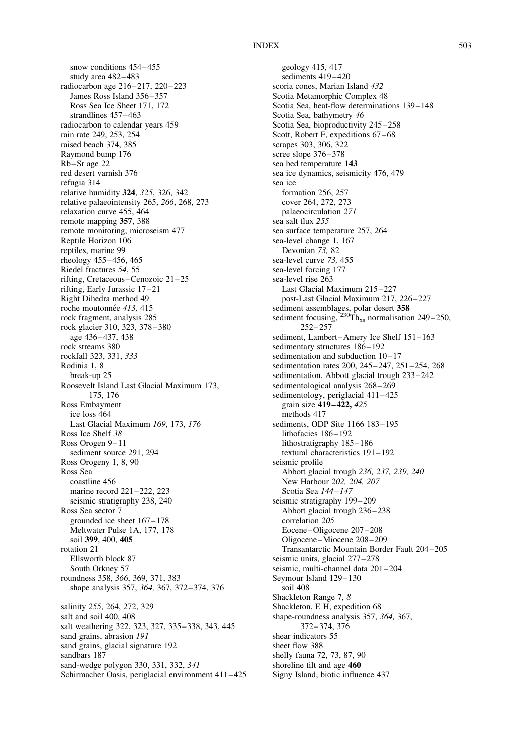snow conditions 454–455
study area 482–483
radiocarbon age 216–217, 220–223
James Ross Island 356–357
Ross Sea Ice Sheet 171, 172
strandlines 457–463
radiocarbon to calendar years 459
rain rate 249, 253, 254
raised beach 374, 385
Raymond bump 176
Rb–Sr age 22
red desert varnish 376
refugia 314
relative humidity **324**, *325*, 326, 342
relative palaeointensity 265, *266*, 268, 273
relaxation curve 455, 464
remote mapping **357**, 388
remote monitoring, microseism 477
Reptile Horizon 106
reptiles, marine 99
rheology 455–456, 465
Riedel fractures *54*, 55
rifting, Cretaceous–Cenozoic 21–25
rifting, Early Jurassic 17–21
Right Dihedra method 49
roche moutonnée *413,* 415
rock fragment, analysis 285
rock glacier 310, 323, 378–380
age 436–437, 438
rock streams 380
rockfall 323, 331, *333*
Rodinia 1, 8
break-up 25
Roosevelt Island Last Glacial Maximum 173, 175, 176
Ross Embayment
ice loss 464
Last Glacial Maximum *169*, 173, *176*
Ross Ice Shelf *38*
Ross Orogen 9–11
sediment source 291, 294
Ross Orogeny 1, 8, 90
Ross Sea
coastline 456
marine record 221–222, 223
seismic stratigraphy 238, 240
Ross Sea sector 7
grounded ice sheet 167–178
Meltwater Pulse 1A, 177, 178
soil **399**, 400, **405**
rotation 21
Ellsworth block 87
South Orkney 57
roundness 358, *366*, 369, 371, 383
shape analysis 357, *364,* 367, 372–374, 376

salinity *255*, 264, 272, 329
salt and soil 400, 408
salt weathering 322, 323, 327, 335–338, 343, 445
sand grains, abrasion *191*
sand grains, glacial signature 192
sandbars 187
sand-wedge polygon 330, 331, 332, *341*
Schirmacher Oasis, periglacial environment 411–425
geology 415, 417
sediments 419–420
scoria cones, Marian Island *432*
Scotia Metamorphic Complex 48
Scotia Sea, heat-flow determinations 139–148
Scotia Sea, bathymetry *46*
Scotia Sea, bioproductivity 245–258
Scott, Robert F, expeditions 67–68
scrapes 303, 306, 322
scree slope 376–378
sea bed temperature **143**
sea ice dynamics, seismicity 476, 479
sea ice
formation 256, 257
cover 264, 272, 273
palaeocirculation *271*
sea salt flux *255*
sea surface temperature 257, 264
sea-level change 1, 167
Devonian *73,* 82
sea-level curve *73,* 455
sea-level forcing 177
sea-level rise 263
Last Glacial Maximum 215–227
post-Last Glacial Maximum 217, 226–227
sediment assemblages, polar desert **358**
sediment focusing, $^{230}Th_{xs}$ normalisation 249–250, 252–257
sediment, Lambert–Amery Ice Shelf 151–163
sedimentary structures 186–192
sedimentation and subduction 10–17
sedimentation rates 200, 245–247, 251–254, 268
sedimentation, Abbott glacial trough 233–242
sedimentological analysis 268–269
sedimentology, periglacial 411–425
grain size **419–422,** *425*
methods 417
sediments, ODP Site 1166 183–195
lithofacies 186–192
lithostratigraphy 185–186
textural characteristics 191–192
seismic profile
Abbott glacial trough *236, 237, 239, 240*
New Harbour *202, 204, 207*
Scotia Sea *144–147*
seismic stratigraphy 199–209
Abbott glacial trough 236–238
correlation *205*
Eocene–Oligocene 207–208
Oligocene–Miocene 208–209
Transantarctic Mountain Border Fault 204–205
seismic units, glacial 277–278
seismic, multi-channel data 201–204
Seymour Island 129–130
soil 408
Shackleton Range 7, *8*
Shackleton, E H, expedition 68
shape-roundness analysis 357, *364,* 367, 372–374, 376
shear indicators 55
sheet flow 388
shelly fauna 72, 73, 87, 90
shoreline tilt and age **460**
Signy Island, biotic influence 437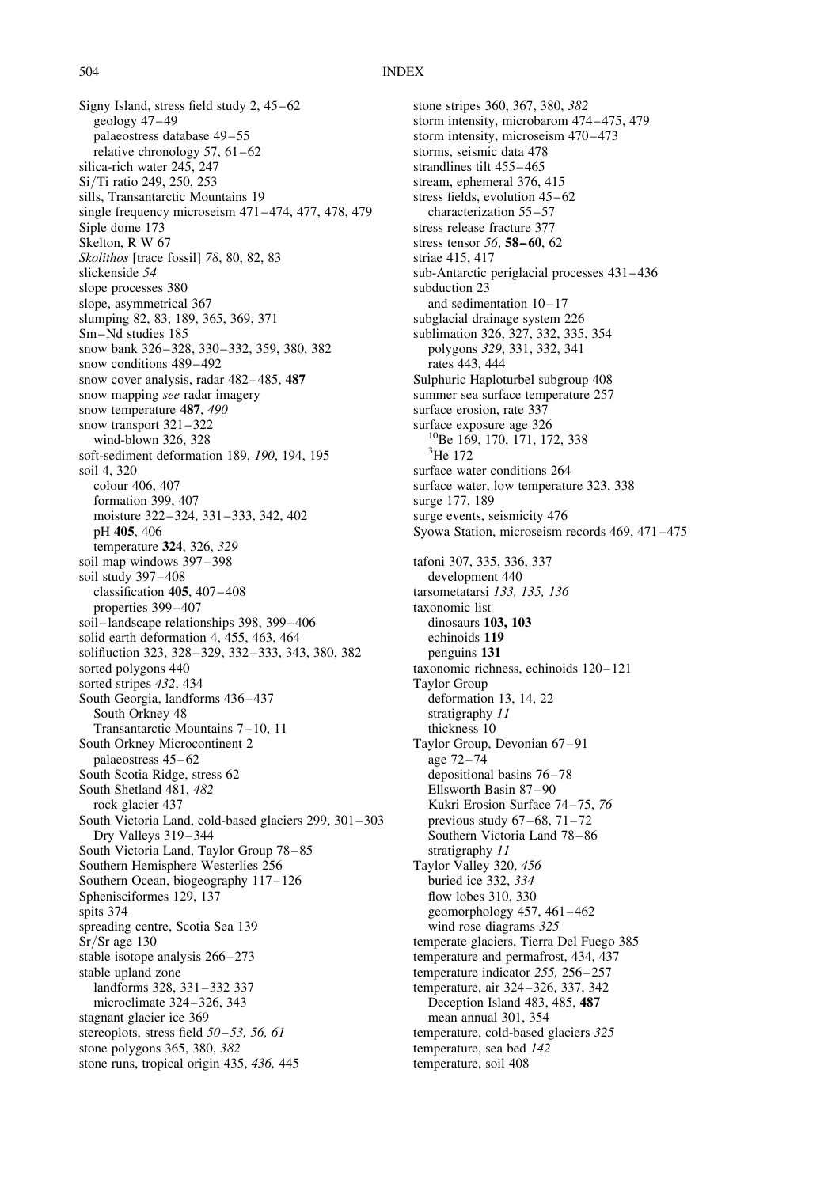Signy Island, stress field study 2, 45–62
  geology 47–49
  palaeostress database 49–55
  relative chronology 57, 61–62
silica-rich water 245, 247
Si/Ti ratio 249, 250, 253
sills, Transantarctic Mountains 19
single frequency microseism 471–474, 477, 478, 479
Siple dome 173
Skelton, R W 67
*Skolithos* [trace fossil] *78*, 80, 82, 83
slickenside *54*
slope processes 380
slope, asymmetrical 367
slumping 82, 83, 189, 365, 369, 371
Sm–Nd studies 185
snow bank 326–328, 330–332, 359, 380, 382
snow conditions 489–492
snow cover analysis, radar 482–485, **487**
snow mapping *see* radar imagery
snow temperature **487**, *490*
snow transport 321–322
  wind-blown 326, 328
soft-sediment deformation 189, *190*, 194, 195
soil 4, 320
  colour 406, 407
  formation 399, 407
  moisture 322–324, 331–333, 342, 402
  pH **405**, 406
  temperature **324**, 326, *329*
soil map windows 397–398
soil study 397–408
  classification **405**, 407–408
  properties 399–407
soil–landscape relationships 398, 399–406
solid earth deformation 4, 455, 463, 464
solifluction 323, 328–329, 332–333, 343, 380, 382
sorted polygons 440
sorted stripes *432*, 434
South Georgia, landforms 436–437
  South Orkney 48
  Transantarctic Mountains 7–10, 11
South Orkney Microcontinent 2
  palaeostress 45–62
South Scotia Ridge, stress 62
South Shetland 481, *482*
  rock glacier 437
South Victoria Land, cold-based glaciers 299, 301–303
  Dry Valleys 319–344
South Victoria Land, Taylor Group 78–85
Southern Hemisphere Westerlies 256
Southern Ocean, biogeography 117–126
Sphenisciformes 129, 137
spits 374
spreading centre, Scotia Sea 139
Sr/Sr age 130
stable isotope analysis 266–273
stable upland zone
  landforms 328, 331–332 337
  microclimate 324–326, 343
stagnant glacier ice 369
stereoplots, stress field *50–53, 56, 61*
stone polygons 365, 380, *382*
stone runs, tropical origin 435, *436,* 445
stone stripes 360, 367, 380, *382*
storm intensity, microbarom 474–475, 479
storm intensity, microseism 470–473
storms, seismic data 478
strandlines tilt 455–465
stream, ephemeral 376, 415
stress fields, evolution 45–62
  characterization 55–57
stress release fracture 377
stress tensor *56*, **58–60**, 62
striae 415, 417
sub-Antarctic periglacial processes 431–436
subduction 23
  and sedimentation 10–17
subglacial drainage system 226
sublimation 326, 327, 332, 335, 354
  polygons *329*, 331, 332, 341
  rates 443, 444
Sulphuric Haploturbel subgroup 408
summer sea surface temperature 257
surface erosion, rate 337
surface exposure age 326
  $^{10}$Be 169, 170, 171, 172, 338
  $^{3}$He 172
surface water conditions 264
surface water, low temperature 323, 338
surge 177, 189
surge events, seismicity 476
Syowa Station, microseism records 469, 471–475

tafoni 307, 335, 336, 337
  development 440
tarsometatarsi *133, 135, 136*
taxonomic list
  dinosaurs **103, 103**
  echinoids **119**
  penguins **131**
taxonomic richness, echinoids 120–121
Taylor Group
  deformation 13, 14, 22
  stratigraphy *11*
  thickness 10
Taylor Group, Devonian 67–91
  age 72–74
  depositional basins 76–78
  Ellsworth Basin 87–90
  Kukri Erosion Surface 74–75, *76*
  previous study 67–68, 71–72
  Southern Victoria Land 78–86
  stratigraphy *11*
Taylor Valley 320, *456*
  buried ice 332, *334*
  flow lobes 310, 330
  geomorphology 457, 461–462
  wind rose diagrams *325*
temperate glaciers, Tierra Del Fuego 385
temperature and permafrost, 434, 437
temperature indicator *255,* 256–257
temperature, air 324–326, 337, 342
  Deception Island 483, 485, **487**
  mean annual 301, 354
temperature, cold-based glaciers *325*
temperature, sea bed *142*
temperature, soil 408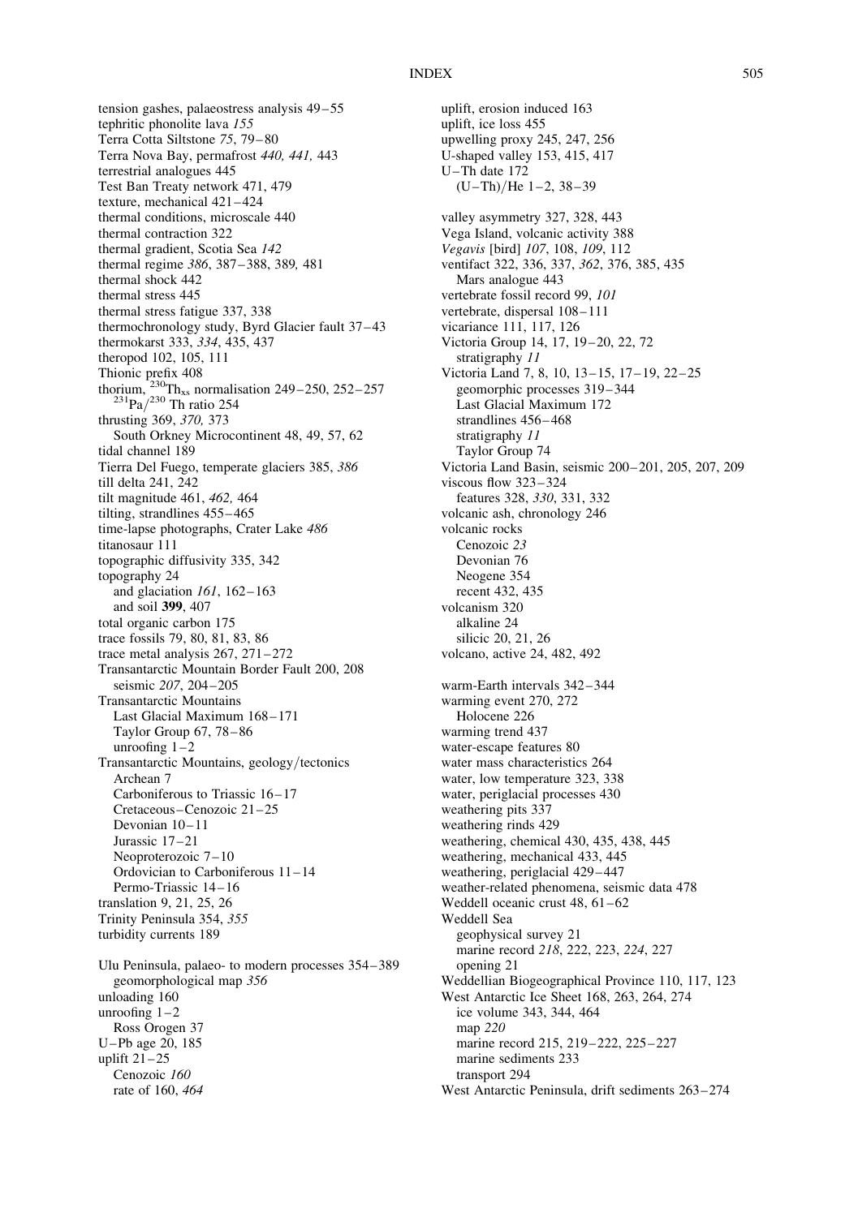tension gashes, palaeostress analysis 49–55
tephritic phonolite lava *155*
Terra Cotta Siltstone *75*, 79–80
Terra Nova Bay, permafrost *440, 441,* 443
terrestrial analogues 445
Test Ban Treaty network 471, 479
texture, mechanical 421–424
thermal conditions, microscale 440
thermal contraction 322
thermal gradient, Scotia Sea *142*
thermal regime *386*, 387–388, 389*,* 481
thermal shock 442
thermal stress 445
thermal stress fatigue 337, 338
thermochronology study, Byrd Glacier fault 37–43
thermokarst 333, *334*, 435, 437
theropod 102, 105, 111
Thionic prefix 408
thorium, $^{230}Th_{xs}$ normalisation 249–250, 252–257
  $^{231}Pa/^{230}Th$ ratio 254
thrusting 369, *370,* 373
  South Orkney Microcontinent 48, 49, 57, 62
tidal channel 189
Tierra Del Fuego, temperate glaciers 385, *386*
till delta 241, 242
tilt magnitude 461, *462,* 464
tilting, strandlines 455–465
time-lapse photographs, Crater Lake *486*
titanosaur 111
topographic diffusivity 335, 342
topography 24
  and glaciation *161*, 162–163
  and soil **399**, 407
total organic carbon 175
trace fossils 79, 80, 81, 83, 86
trace metal analysis 267, 271–272
Transantarctic Mountain Border Fault 200, 208
  seismic *207*, 204–205
Transantarctic Mountains
  Last Glacial Maximum 168–171
  Taylor Group 67, 78–86
  unroofing 1–2
Transantarctic Mountains, geology/tectonics
  Archean 7
  Carboniferous to Triassic 16–17
  Cretaceous–Cenozoic 21–25
  Devonian 10–11
  Jurassic 17–21
  Neoproterozoic 7–10
  Ordovician to Carboniferous 11–14
  Permo-Triassic 14–16
translation 9, 21, 25, 26
Trinity Peninsula 354, *355*
turbidity currents 189

Ulu Peninsula, palaeo- to modern processes 354–389
  geomorphological map *356*
unloading 160
unroofing 1–2
  Ross Orogen 37
U–Pb age 20, 185
uplift 21–25
  Cenozoic *160*
  rate of 160, *464*
uplift, erosion induced 163
uplift, ice loss 455
upwelling proxy 245, 247, 256
U-shaped valley 153, 415, 417
U–Th date 172
  (U–Th)/He 1–2, 38–39

valley asymmetry 327, 328, 443
Vega Island, volcanic activity 388
*Vegavis* [bird] *107*, 108, *109*, 112
ventifact 322, 336, 337, *362*, 376, 385, 435
  Mars analogue 443
vertebrate fossil record 99, *101*
vertebrate, dispersal 108–111
vicariance 111, 117, 126
Victoria Group 14, 17, 19–20, 22, 72
  stratigraphy *11*
Victoria Land 7, 8, 10, 13–15, 17–19, 22–25
  geomorphic processes 319–344
  Last Glacial Maximum 172
  strandlines 456–468
  stratigraphy *11*
  Taylor Group 74
Victoria Land Basin, seismic 200–201, 205, 207, 209
viscous flow 323–324
  features 328, *330*, 331, 332
volcanic ash, chronology 246
volcanic rocks
  Cenozoic *23*
  Devonian 76
  Neogene 354
  recent 432, 435
volcanism 320
  alkaline 24
  silicic 20, 21, 26
volcano, active 24, 482, 492

warm-Earth intervals 342–344
warming event 270, 272
  Holocene 226
warming trend 437
water-escape features 80
water mass characteristics 264
water, low temperature 323, 338
water, periglacial processes 430
weathering pits 337
weathering rinds 429
weathering, chemical 430, 435, 438, 445
weathering, mechanical 433, 445
weathering, periglacial 429–447
weather-related phenomena, seismic data 478
Weddell oceanic crust 48, 61–62
Weddell Sea
  geophysical survey 21
  marine record *218*, 222, 223, *224*, 227
  opening 21
Weddellian Biogeographical Province 110, 117, 123
West Antarctic Ice Sheet 168, 263, 264, 274
  ice volume 343, 344, 464
  map *220*
  marine record 215, 219–222, 225–227
  marine sediments 233
  transport 294
West Antarctic Peninsula, drift sediments 263–274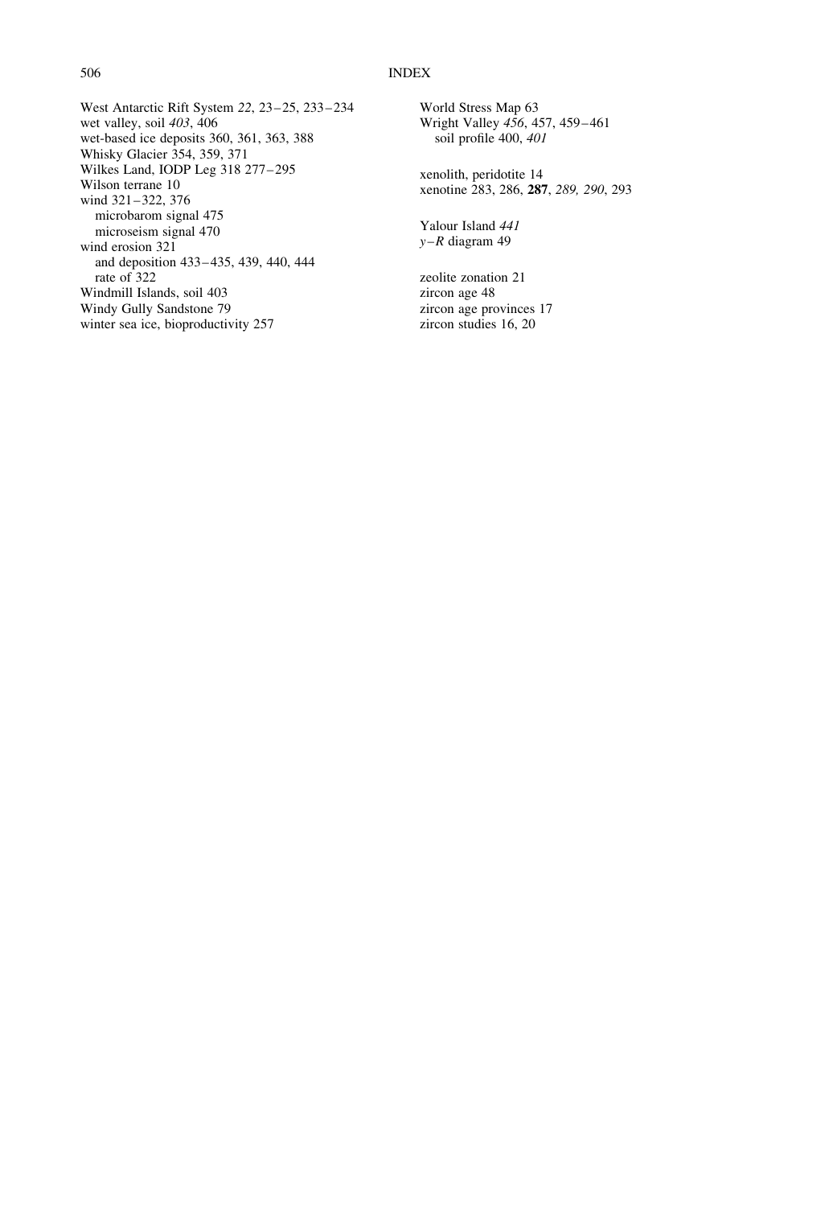West Antarctic Rift System *22*, 23–25, 233–234
wet valley, soil *403*, 406
wet-based ice deposits 360, 361, 363, 388
Whisky Glacier 354, 359, 371
Wilkes Land, IODP Leg 318 277–295
Wilson terrane 10
wind 321–322, 376
  microbarom signal 475
  microseism signal 470
wind erosion 321
  and deposition 433–435, 439, 440, 444
  rate of 322
Windmill Islands, soil 403
Windy Gully Sandstone 79
winter sea ice, bioproductivity 257

World Stress Map 63
Wright Valley *456*, 457, 459–461
  soil profile 400, *401*

xenolith, peridotite 14
xenotine 283, 286, **287**, *289, 290*, 293

Yalour Island *441*
*y–R* diagram 49

zeolite zonation 21
zircon age 48
zircon age provinces 17
zircon studies 16, 20